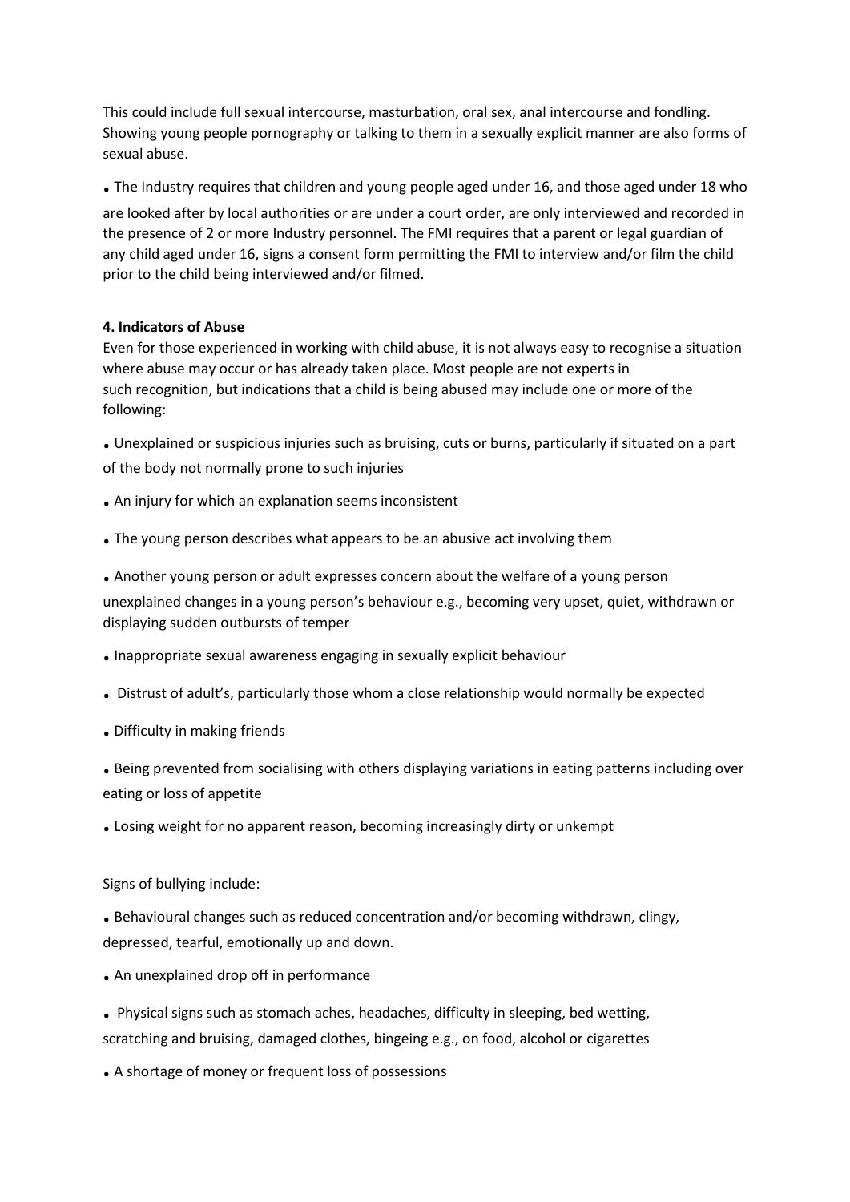This could include full sexual intercourse, masturbation, oral sex, anal intercourse and fondling. Showing young people pornography or talking to them in a sexually explicit manner are also forms of sexual abuse.

- The Industry requires that children and young people aged under 16, and those aged under 18 who are looked after by local authorities or are under a court order, are only interviewed and recorded in the presence of 2 or more Industry personnel. The FMI requires that a parent or legal guardian of any child aged under 16, signs a consent form permitting the FMI to interview and/or film the child prior to the child being interviewed and/or filmed.

**4. Indicators of Abuse**

Even for those experienced in working with child abuse, it is not always easy to recognise a situation where abuse may occur or has already taken place. Most people are not experts in such recognition, but indications that a child is being abused may include one or more of the following:

- Unexplained or suspicious injuries such as bruising, cuts or burns, particularly if situated on a part of the body not normally prone to such injuries
- An injury for which an explanation seems inconsistent
- The young person describes what appears to be an abusive act involving them
- Another young person or adult expresses concern about the welfare of a young person unexplained changes in a young person's behaviour e.g., becoming very upset, quiet, withdrawn or displaying sudden outbursts of temper
- Inappropriate sexual awareness engaging in sexually explicit behaviour
- Distrust of adult's, particularly those whom a close relationship would normally be expected
- Difficulty in making friends
- Being prevented from socialising with others displaying variations in eating patterns including over eating or loss of appetite
- Losing weight for no apparent reason, becoming increasingly dirty or unkempt

Signs of bullying include:

- Behavioural changes such as reduced concentration and/or becoming withdrawn, clingy, depressed, tearful, emotionally up and down.
- An unexplained drop off in performance
- Physical signs such as stomach aches, headaches, difficulty in sleeping, bed wetting, scratching and bruising, damaged clothes, bingeing e.g., on food, alcohol or cigarettes
- A shortage of money or frequent loss of possessions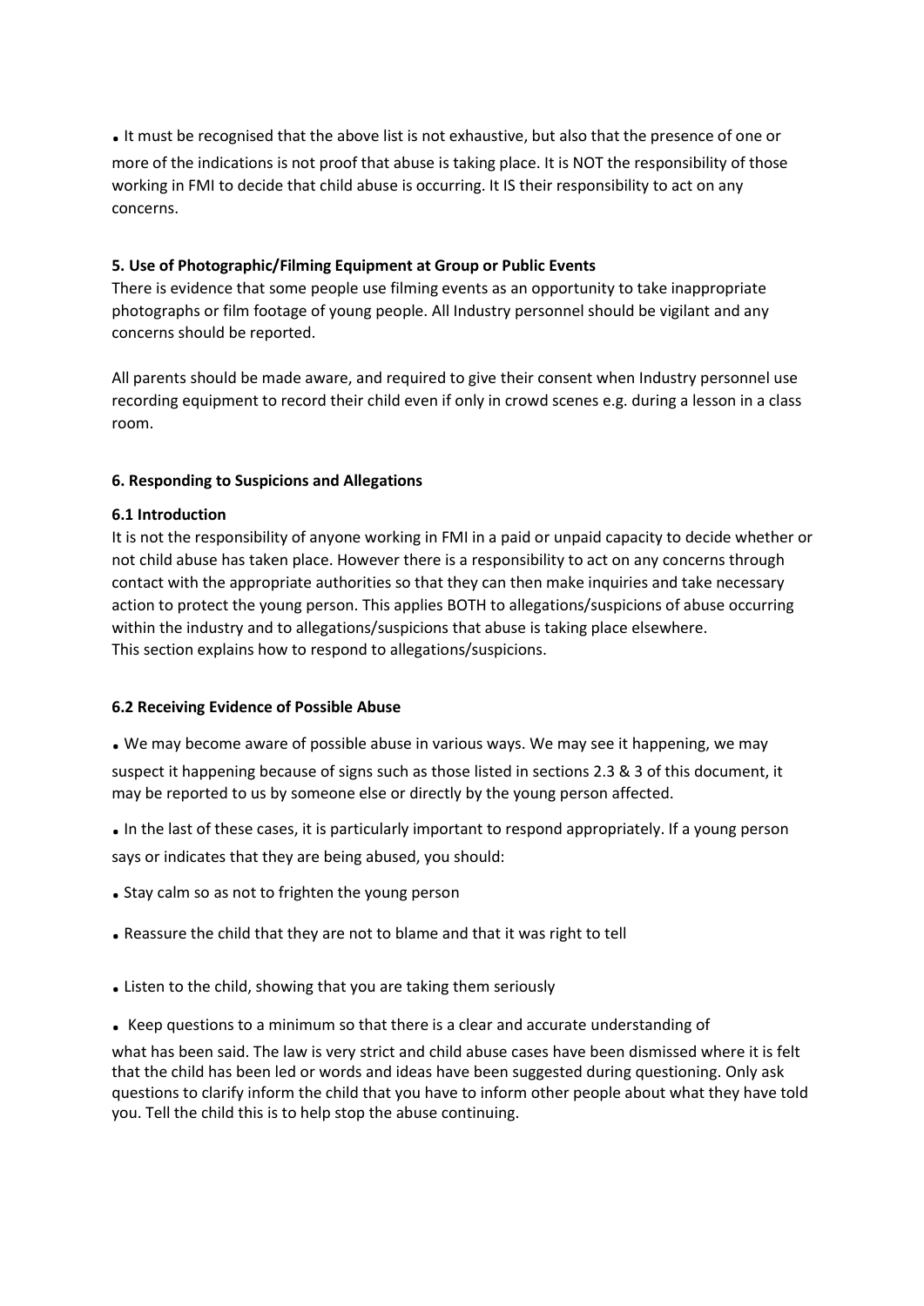- It must be recognised that the above list is not exhaustive, but also that the presence of one or more of the indications is not proof that abuse is taking place. It is NOT the responsibility of those working in FMI to decide that child abuse is occurring. It IS their responsibility to act on any concerns.

### 5. Use of Photographic/Filming Equipment at Group or Public Events

There is evidence that some people use filming events as an opportunity to take inappropriate photographs or film footage of young people. All Industry personnel should be vigilant and any concerns should be reported.

All parents should be made aware, and required to give their consent when Industry personnel use recording equipment to record their child even if only in crowd scenes e.g. during a lesson in a class room.

### 6. Responding to Suspicions and Allegations

#### 6.1 Introduction

It is not the responsibility of anyone working in FMI in a paid or unpaid capacity to decide whether or not child abuse has taken place. However there is a responsibility to act on any concerns through contact with the appropriate authorities so that they can then make inquiries and take necessary action to protect the young person. This applies BOTH to allegations/suspicions of abuse occurring within the industry and to allegations/suspicions that abuse is taking place elsewhere.
This section explains how to respond to allegations/suspicions.

#### 6.2 Receiving Evidence of Possible Abuse

- We may become aware of possible abuse in various ways. We may see it happening, we may suspect it happening because of signs such as those listed in sections 2.3 & 3 of this document, it may be reported to us by someone else or directly by the young person affected.
- In the last of these cases, it is particularly important to respond appropriately. If a young person says or indicates that they are being abused, you should:
- Stay calm so as not to frighten the young person
- Reassure the child that they are not to blame and that it was right to tell
- Listen to the child, showing that you are taking them seriously
- Keep questions to a minimum so that there is a clear and accurate understanding of what has been said. The law is very strict and child abuse cases have been dismissed where it is felt that the child has been led or words and ideas have been suggested during questioning. Only ask questions to clarify inform the child that you have to inform other people about what they have told you. Tell the child this is to help stop the abuse continuing.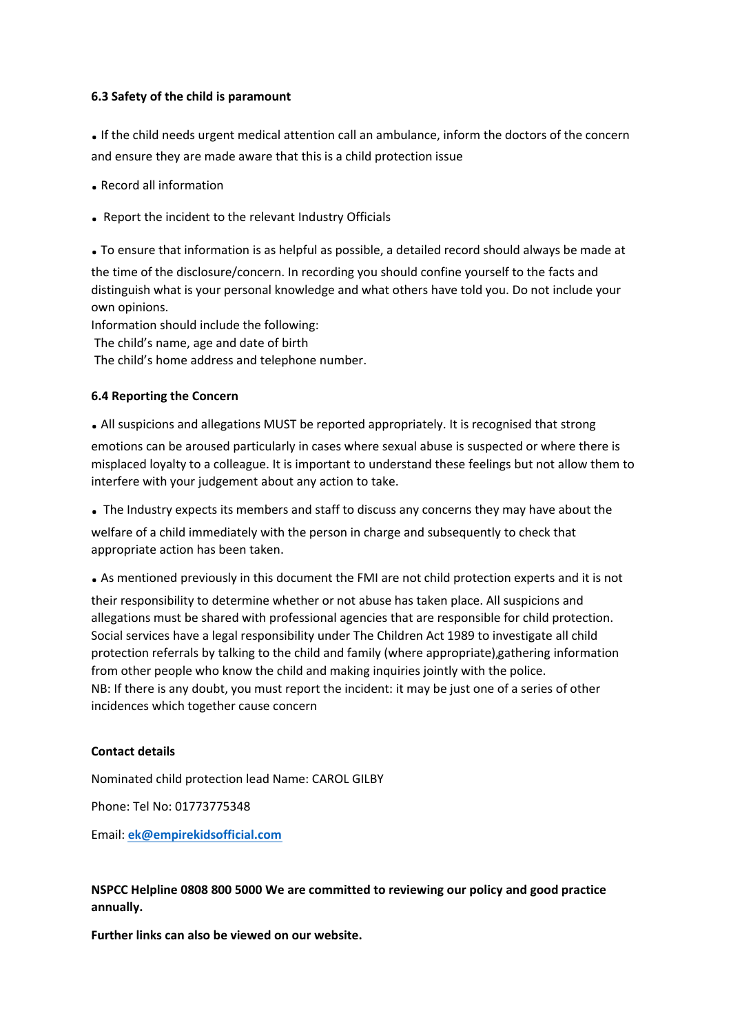**6.3 Safety of the child is paramount**

- If the child needs urgent medical attention call an ambulance, inform the doctors of the concern and ensure they are made aware that this is a child protection issue
- Record all information
- Report the incident to the relevant Industry Officials
- To ensure that information is as helpful as possible, a detailed record should always be made at the time of the disclosure/concern. In recording you should confine yourself to the facts and distinguish what is your personal knowledge and what others have told you. Do not include your own opinions.

Information should include the following:

The child's name, age and date of birth

The child's home address and telephone number.

**6.4 Reporting the Concern**

- All suspicions and allegations MUST be reported appropriately. It is recognised that strong emotions can be aroused particularly in cases where sexual abuse is suspected or where there is misplaced loyalty to a colleague. It is important to understand these feelings but not allow them to interfere with your judgement about any action to take.
- The Industry expects its members and staff to discuss any concerns they may have about the welfare of a child immediately with the person in charge and subsequently to check that appropriate action has been taken.
- As mentioned previously in this document the FMI are not child protection experts and it is not their responsibility to determine whether or not abuse has taken place. All suspicions and allegations must be shared with professional agencies that are responsible for child protection. Social services have a legal responsibility under The Children Act 1989 to investigate all child protection referrals by talking to the child and family (where appropriate),gathering information from other people who know the child and making inquiries jointly with the police.

NB: If there is any doubt, you must report the incident: it may be just one of a series of other incidences which together cause concern

**Contact details**

Nominated child protection lead Name: CAROL GILBY

Phone: Tel No: 01773775348

Email: **ek@empirekidsofficial.com**

**NSPCC Helpline 0808 800 5000 We are committed to reviewing our policy and good practice annually.**

**Further links can also be viewed on our website.**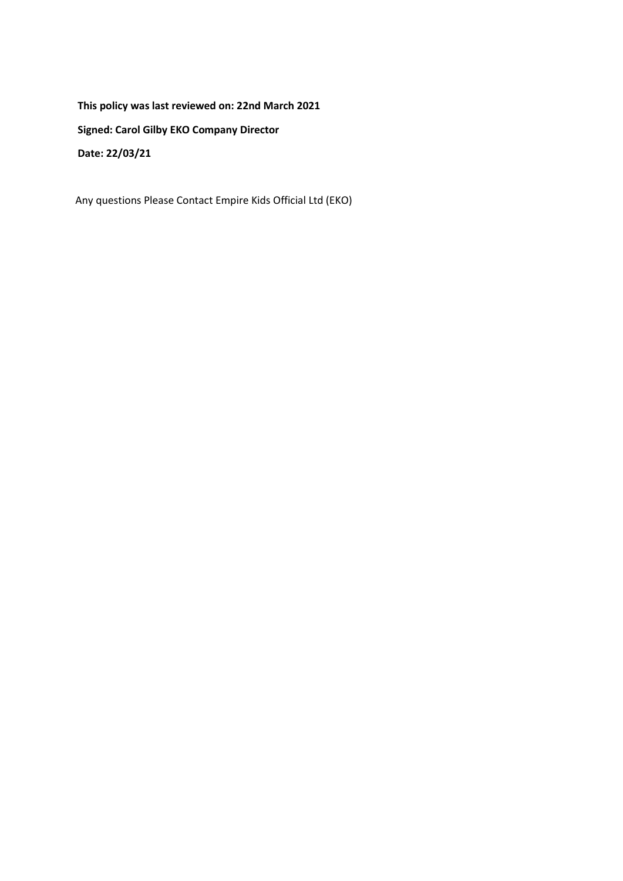**This policy was last reviewed on: 22nd March 2021**

**Signed: Carol Gilby EKO Company Director**

**Date: 22/03/21**

Any questions Please Contact Empire Kids Official Ltd (EKO)